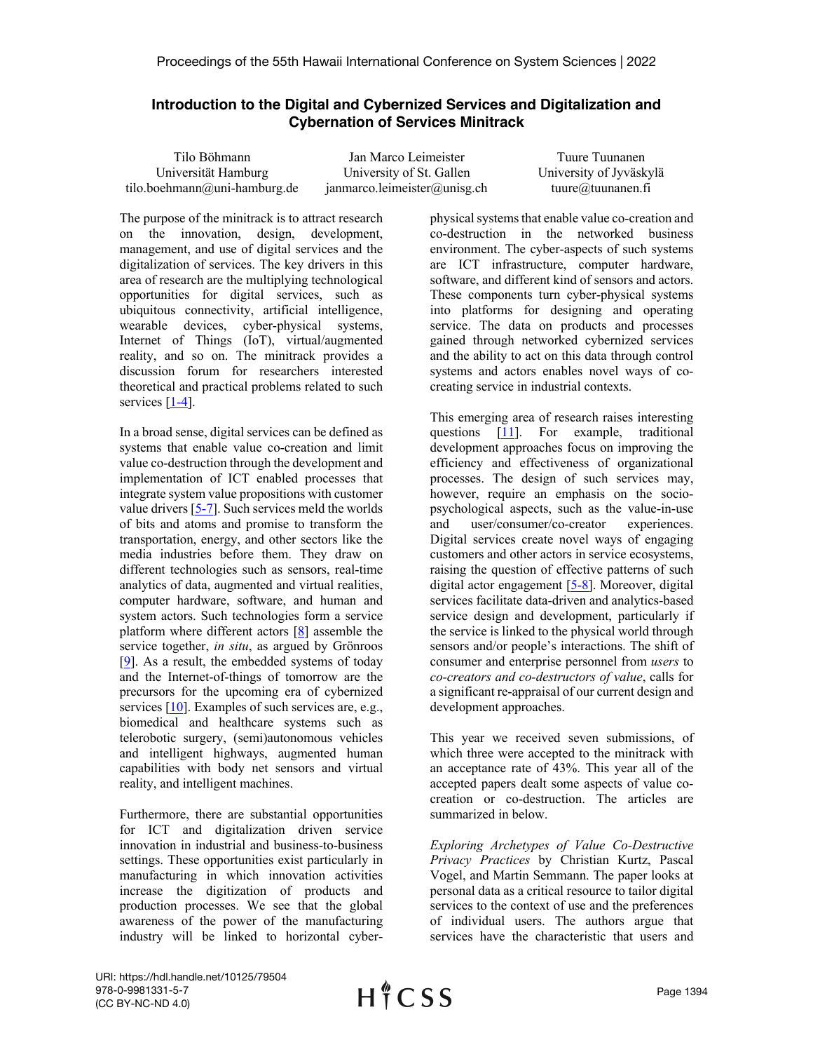# Introduction to the Digital and Cybernized Services and Digitalization and Cybernation of Services Minitrack

| Tilo Böhmann | Jan Marco Leimeister | Tuure Tuunanen |
|---|---|---|
| Universität Hamburg | University of St. Gallen | University of Jyväskylä |
| tilo.boehmann@uni-hamburg.de | janmarco.leimeister@unisg.ch | tuure@tuunanen.fi |

The purpose of the minitrack is to attract research on the innovation, design, development, management, and use of digital services and the digitalization of services. The key drivers in this area of research are the multiplying technological opportunities for digital services, such as ubiquitous connectivity, artificial intelligence, wearable devices, cyber-physical systems, Internet of Things (IoT), virtual/augmented reality, and so on. The minitrack provides a discussion forum for researchers interested theoretical and practical problems related to such services [1-4].

In a broad sense, digital services can be defined as systems that enable value co-creation and limit value co-destruction through the development and implementation of ICT enabled processes that integrate system value propositions with customer value drivers [5-7]. Such services meld the worlds of bits and atoms and promise to transform the transportation, energy, and other sectors like the media industries before them. They draw on different technologies such as sensors, real-time analytics of data, augmented and virtual realities, computer hardware, software, and human and system actors. Such technologies form a service platform where different actors [8] assemble the service together, *in situ*, as argued by Grönroos [9]. As a result, the embedded systems of today and the Internet-of-things of tomorrow are the precursors for the upcoming era of cybernized services [10]. Examples of such services are, e.g., biomedical and healthcare systems such as telerobotic surgery, (semi)autonomous vehicles and intelligent highways, augmented human capabilities with body net sensors and virtual reality, and intelligent machines.

Furthermore, there are substantial opportunities for ICT and digitalization driven service innovation in industrial and business-to-business settings. These opportunities exist particularly in manufacturing in which innovation activities increase the digitization of products and production processes. We see that the global awareness of the power of the manufacturing industry will be linked to horizontal cyber-physical systems that enable value co-creation and co-destruction in the networked business environment. The cyber-aspects of such systems are ICT infrastructure, computer hardware, software, and different kind of sensors and actors. These components turn cyber-physical systems into platforms for designing and operating service. The data on products and processes gained through networked cybernized services and the ability to act on this data through control systems and actors enables novel ways of co-creating service in industrial contexts.

This emerging area of research raises interesting questions [11]. For example, traditional development approaches focus on improving the efficiency and effectiveness of organizational processes. The design of such services may, however, require an emphasis on the socio-psychological aspects, such as the value-in-use and user/consumer/co-creator experiences. Digital services create novel ways of engaging customers and other actors in service ecosystems, raising the question of effective patterns of such digital actor engagement [5-8]. Moreover, digital services facilitate data-driven and analytics-based service design and development, particularly if the service is linked to the physical world through sensors and/or people's interactions. The shift of consumer and enterprise personnel from *users* to *co-creators and co-destructors of value*, calls for a significant re-appraisal of our current design and development approaches.

This year we received seven submissions, of which three were accepted to the minitrack with an acceptance rate of 43%. This year all of the accepted papers dealt some aspects of value co-creation or co-destruction. The articles are summarized in below.

*Exploring Archetypes of Value Co-Destructive Privacy Practices* by Christian Kurtz, Pascal Vogel, and Martin Semmann. The paper looks at personal data as a critical resource to tailor digital services to the context of use and the preferences of individual users. The authors argue that services have the characteristic that users and

URI: https://hdl.handle.net/10125/79504
978-0-9981331-5-7
(CC BY-NC-ND 4.0)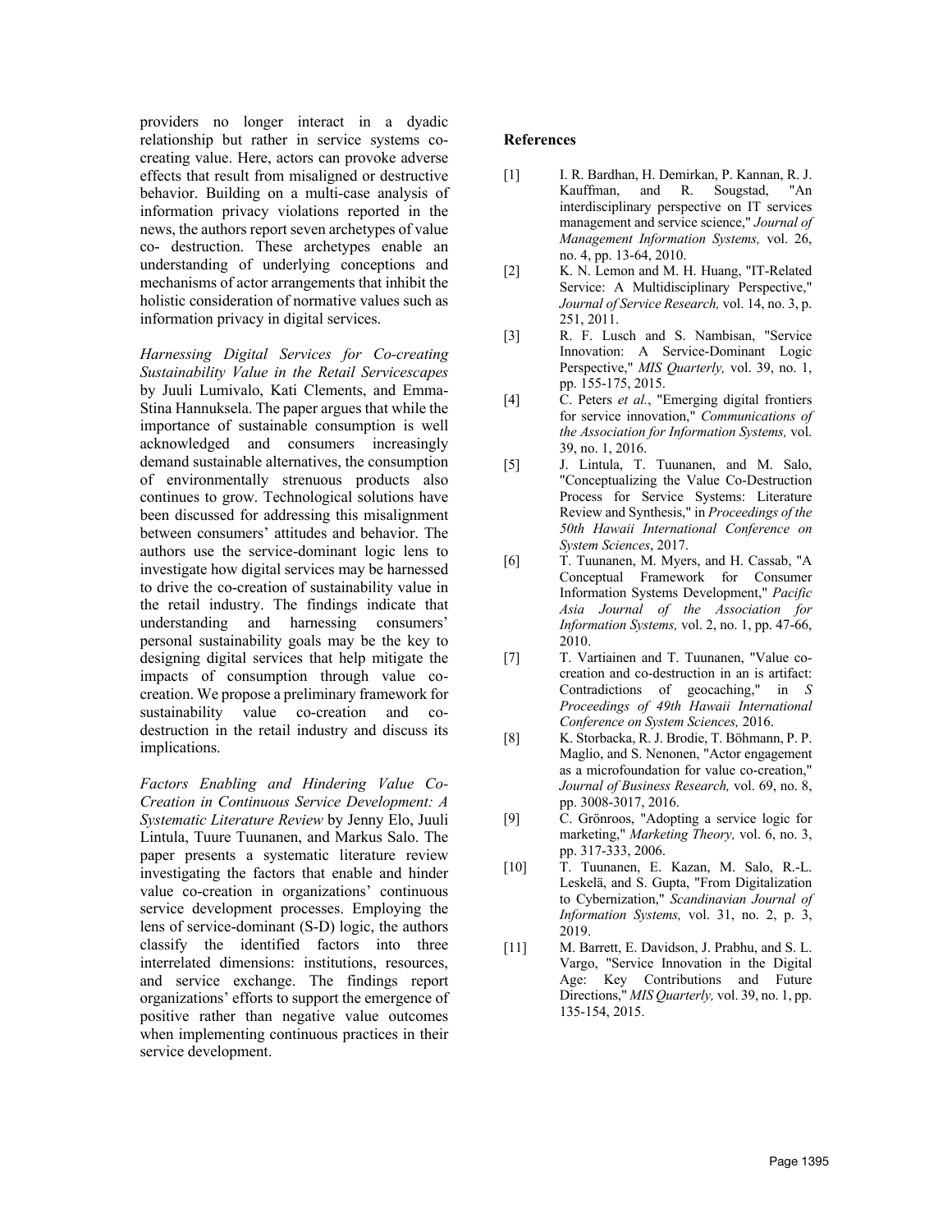providers no longer interact in a dyadic relationship but rather in service systems co-creating value. Here, actors can provoke adverse effects that result from misaligned or destructive behavior. Building on a multi-case analysis of information privacy violations reported in the news, the authors report seven archetypes of value co- destruction. These archetypes enable an understanding of underlying conceptions and mechanisms of actor arrangements that inhibit the holistic consideration of normative values such as information privacy in digital services.

*Harnessing Digital Services for Co-creating Sustainability Value in the Retail Servicescapes* by Juuli Lumivalo, Kati Clements, and Emma-Stina Hannuksela. The paper argues that while the importance of sustainable consumption is well acknowledged and consumers increasingly demand sustainable alternatives, the consumption of environmentally strenuous products also continues to grow. Technological solutions have been discussed for addressing this misalignment between consumers' attitudes and behavior. The authors use the service-dominant logic lens to investigate how digital services may be harnessed to drive the co-creation of sustainability value in the retail industry. The findings indicate that understanding and harnessing consumers' personal sustainability goals may be the key to designing digital services that help mitigate the impacts of consumption through value co-creation. We propose a preliminary framework for sustainability value co-creation and co-destruction in the retail industry and discuss its implications.

*Factors Enabling and Hindering Value Co-Creation in Continuous Service Development: A Systematic Literature Review* by Jenny Elo, Juuli Lintula, Tuure Tuunanen, and Markus Salo. The paper presents a systematic literature review investigating the factors that enable and hinder value co-creation in organizations' continuous service development processes. Employing the lens of service-dominant (S-D) logic, the authors classify the identified factors into three interrelated dimensions: institutions, resources, and service exchange. The findings report organizations' efforts to support the emergence of positive rather than negative value outcomes when implementing continuous practices in their service development.

## References

[1] I. R. Bardhan, H. Demirkan, P. Kannan, R. J. Kauffman, and R. Sougstad, "An interdisciplinary perspective on IT services management and service science," *Journal of Management Information Systems,* vol. 26, no. 4, pp. 13-64, 2010.

[2] K. N. Lemon and M. H. Huang, "IT-Related Service: A Multidisciplinary Perspective," *Journal of Service Research,* vol. 14, no. 3, p. 251, 2011.

[3] R. F. Lusch and S. Nambisan, "Service Innovation: A Service-Dominant Logic Perspective," *MIS Quarterly,* vol. 39, no. 1, pp. 155-175, 2015.

[4] C. Peters *et al.*, "Emerging digital frontiers for service innovation," *Communications of the Association for Information Systems,* vol. 39, no. 1, 2016.

[5] J. Lintula, T. Tuunanen, and M. Salo, "Conceptualizing the Value Co-Destruction Process for Service Systems: Literature Review and Synthesis," in *Proceedings of the 50th Hawaii International Conference on System Sciences*, 2017.

[6] T. Tuunanen, M. Myers, and H. Cassab, "A Conceptual Framework for Consumer Information Systems Development," *Pacific Asia Journal of the Association for Information Systems,* vol. 2, no. 1, pp. 47-66, 2010.

[7] T. Vartiainen and T. Tuunanen, "Value co-creation and co-destruction in an is artifact: Contradictions of geocaching," in *S Proceedings of 49th Hawaii International Conference on System Sciences,* 2016.

[8] K. Storbacka, R. J. Brodie, T. Böhmann, P. P. Maglio, and S. Nenonen, "Actor engagement as a microfoundation for value co-creation," *Journal of Business Research,* vol. 69, no. 8, pp. 3008-3017, 2016.

[9] C. Grönroos, "Adopting a service logic for marketing," *Marketing Theory,* vol. 6, no. 3, pp. 317-333, 2006.

[10] T. Tuunanen, E. Kazan, M. Salo, R.-L. Leskelä, and S. Gupta, "From Digitalization to Cybernization," *Scandinavian Journal of Information Systems,* vol. 31, no. 2, p. 3, 2019.

[11] M. Barrett, E. Davidson, J. Prabhu, and S. L. Vargo, "Service Innovation in the Digital Age: Key Contributions and Future Directions," *MIS Quarterly,* vol. 39, no. 1, pp. 135-154, 2015.